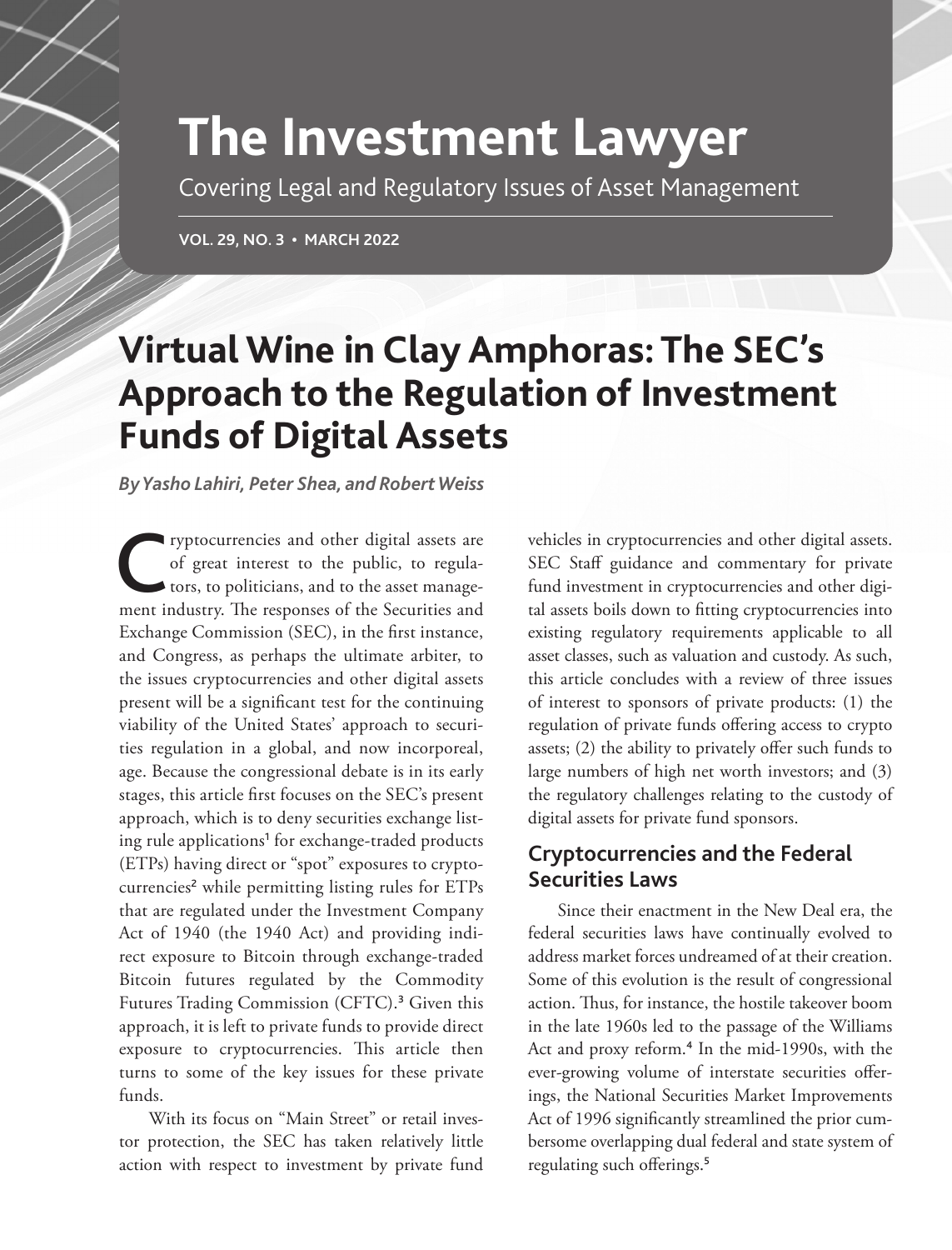# The Investment Lawyer

Covering Legal and Regulatory Issues of Asset Management

VOL. 29, NO. 3 • MARCH 2022

# Virtual Wine in Clay Amphoras: The SEC's Approach to the Regulation of Investment Funds of Digital Assets

***By Yasho Lahiri, Peter Shea, and Robert Weiss***

Cryptocurrencies and other digital assets are of great interest to the public, to regulators, to politicians, and to the asset management industry. The responses of the Securities and Exchange Commission (SEC), in the first instance, and Congress, as perhaps the ultimate arbiter, to the issues cryptocurrencies and other digital assets present will be a significant test for the continuing viability of the United States' approach to securities regulation in a global, and now incorporeal, age. Because the congressional debate is in its early stages, this article first focuses on the SEC's present approach, which is to deny securities exchange listing rule applications[1] for exchange-traded products (ETPs) having direct or "spot" exposures to cryptocurrencies[2] while permitting listing rules for ETPs that are regulated under the Investment Company Act of 1940 (the 1940 Act) and providing indirect exposure to Bitcoin through exchange-traded Bitcoin futures regulated by the Commodity Futures Trading Commission (CFTC).[3] Given this approach, it is left to private funds to provide direct exposure to cryptocurrencies. This article then turns to some of the key issues for these private funds.

With its focus on "Main Street" or retail investor protection, the SEC has taken relatively little action with respect to investment by private fund vehicles in cryptocurrencies and other digital assets. SEC Staff guidance and commentary for private fund investment in cryptocurrencies and other digital assets boils down to fitting cryptocurrencies into existing regulatory requirements applicable to all asset classes, such as valuation and custody. As such, this article concludes with a review of three issues of interest to sponsors of private products: (1) the regulation of private funds offering access to crypto assets; (2) the ability to privately offer such funds to large numbers of high net worth investors; and (3) the regulatory challenges relating to the custody of digital assets for private fund sponsors.

## Cryptocurrencies and the Federal Securities Laws

Since their enactment in the New Deal era, the federal securities laws have continually evolved to address market forces undreamed of at their creation. Some of this evolution is the result of congressional action. Thus, for instance, the hostile takeover boom in the late 1960s led to the passage of the Williams Act and proxy reform.[4] In the mid-1990s, with the ever-growing volume of interstate securities offerings, the National Securities Market Improvements Act of 1996 significantly streamlined the prior cumbersome overlapping dual federal and state system of regulating such offerings.[5]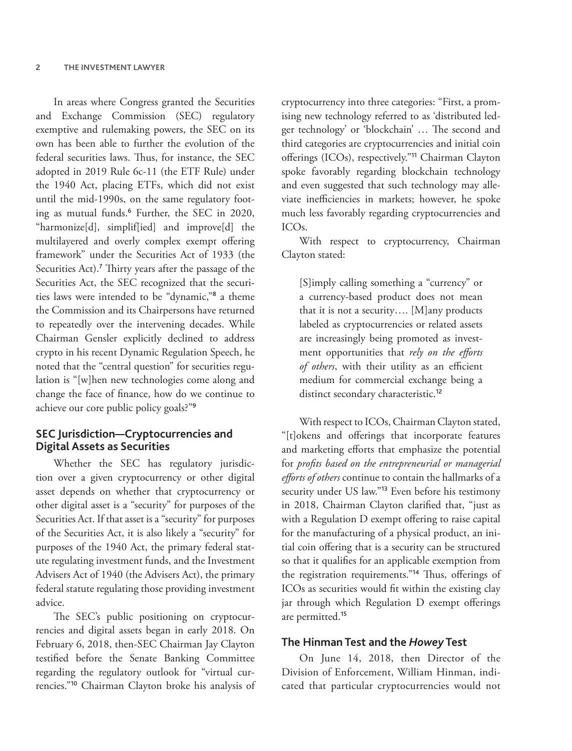In areas where Congress granted the Securities and Exchange Commission (SEC) regulatory exemptive and rulemaking powers, the SEC on its own has been able to further the evolution of the federal securities laws. Thus, for instance, the SEC adopted in 2019 Rule 6c-11 (the ETF Rule) under the 1940 Act, placing ETFs, which did not exist until the mid-1990s, on the same regulatory footing as mutual funds.[6] Further, the SEC in 2020, "harmonize[d], simplif[ied] and improve[d] the multilayered and overly complex exempt offering framework" under the Securities Act of 1933 (the Securities Act).[7] Thirty years after the passage of the Securities Act, the SEC recognized that the securities laws were intended to be "dynamic,"[8] a theme the Commission and its Chairpersons have returned to repeatedly over the intervening decades. While Chairman Gensler explicitly declined to address crypto in his recent Dynamic Regulation Speech, he noted that the "central question" for securities regulation is "[w]hen new technologies come along and change the face of finance, how do we continue to achieve our core public policy goals?"[9]

## SEC Jurisdiction—Cryptocurrencies and Digital Assets as Securities

Whether the SEC has regulatory jurisdiction over a given cryptocurrency or other digital asset depends on whether that cryptocurrency or other digital asset is a "security" for purposes of the Securities Act. If that asset is a "security" for purposes of the Securities Act, it is also likely a "security" for purposes of the 1940 Act, the primary federal statute regulating investment funds, and the Investment Advisers Act of 1940 (the Advisers Act), the primary federal statute regulating those providing investment advice.

The SEC's public positioning on cryptocurrencies and digital assets began in early 2018. On February 6, 2018, then-SEC Chairman Jay Clayton testified before the Senate Banking Committee regarding the regulatory outlook for "virtual currencies."[10] Chairman Clayton broke his analysis of cryptocurrency into three categories: "First, a promising new technology referred to as 'distributed ledger technology' or 'blockchain' … The second and third categories are cryptocurrencies and initial coin offerings (ICOs), respectively."[11] Chairman Clayton spoke favorably regarding blockchain technology and even suggested that such technology may alleviate inefficiencies in markets; however, he spoke much less favorably regarding cryptocurrencies and ICOs.

With respect to cryptocurrency, Chairman Clayton stated:

> [S]imply calling something a "currency" or a currency-based product does not mean that it is not a security…. [M]any products labeled as cryptocurrencies or related assets are increasingly being promoted as investment opportunities that *rely on the efforts of others*, with their utility as an efficient medium for commercial exchange being a distinct secondary characteristic.[12]

With respect to ICOs, Chairman Clayton stated, "[t]okens and offerings that incorporate features and marketing efforts that emphasize the potential for *profits based on the entrepreneurial or managerial efforts of others* continue to contain the hallmarks of a security under US law."[13] Even before his testimony in 2018, Chairman Clayton clarified that, "just as with a Regulation D exempt offering to raise capital for the manufacturing of a physical product, an initial coin offering that is a security can be structured so that it qualifies for an applicable exemption from the registration requirements."[14] Thus, offerings of ICOs as securities would fit within the existing clay jar through which Regulation D exempt offerings are permitted.[15]

## The Hinman Test and the *Howey* Test

On June 14, 2018, then Director of the Division of Enforcement, William Hinman, indicated that particular cryptocurrencies would not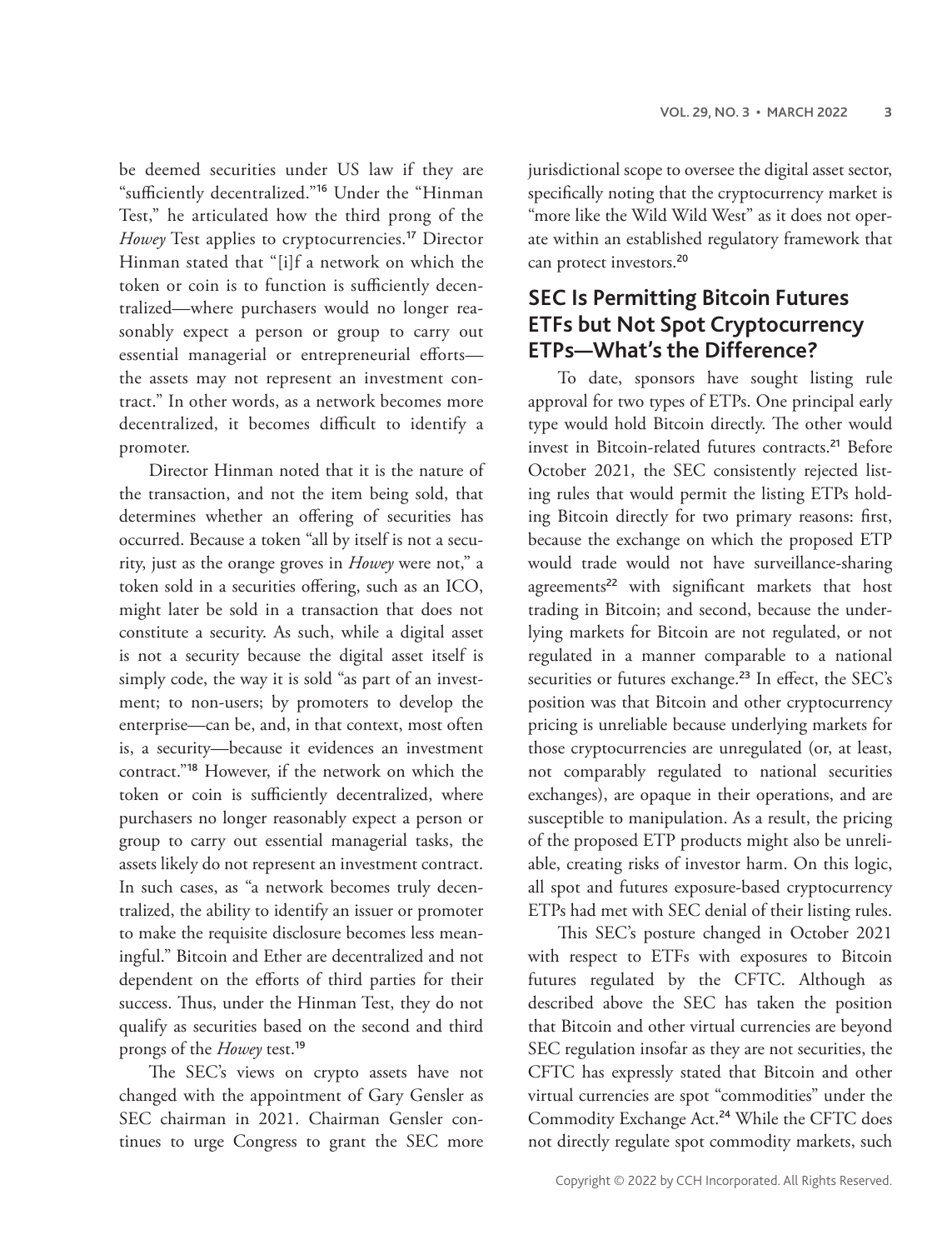be deemed securities under US law if they are "sufficiently decentralized."[16] Under the "Hinman Test," he articulated how the third prong of the *Howey* Test applies to cryptocurrencies.[17] Director Hinman stated that "[i]f a network on which the token or coin is to function is sufficiently decentralized—where purchasers would no longer reasonably expect a person or group to carry out essential managerial or entrepreneurial efforts—the assets may not represent an investment contract." In other words, as a network becomes more decentralized, it becomes difficult to identify a promoter.

Director Hinman noted that it is the nature of the transaction, and not the item being sold, that determines whether an offering of securities has occurred. Because a token "all by itself is not a security, just as the orange groves in *Howey* were not," a token sold in a securities offering, such as an ICO, might later be sold in a transaction that does not constitute a security. As such, while a digital asset is not a security because the digital asset itself is simply code, the way it is sold "as part of an investment; to non-users; by promoters to develop the enterprise—can be, and, in that context, most often is, a security—because it evidences an investment contract."[18] However, if the network on which the token or coin is sufficiently decentralized, where purchasers no longer reasonably expect a person or group to carry out essential managerial tasks, the assets likely do not represent an investment contract. In such cases, as "a network becomes truly decentralized, the ability to identify an issuer or promoter to make the requisite disclosure becomes less meaningful." Bitcoin and Ether are decentralized and not dependent on the efforts of third parties for their success. Thus, under the Hinman Test, they do not qualify as securities based on the second and third prongs of the *Howey* test.[19]

The SEC's views on crypto assets have not changed with the appointment of Gary Gensler as SEC chairman in 2021. Chairman Gensler continues to urge Congress to grant the SEC more jurisdictional scope to oversee the digital asset sector, specifically noting that the cryptocurrency market is "more like the Wild Wild West" as it does not operate within an established regulatory framework that can protect investors.[20]

## SEC Is Permitting Bitcoin Futures ETFs but Not Spot Cryptocurrency ETPs—What's the Difference?

To date, sponsors have sought listing rule approval for two types of ETPs. One principal early type would hold Bitcoin directly. The other would invest in Bitcoin-related futures contracts.[21] Before October 2021, the SEC consistently rejected listing rules that would permit the listing ETPs holding Bitcoin directly for two primary reasons: first, because the exchange on which the proposed ETP would trade would not have surveillance-sharing agreements[22] with significant markets that host trading in Bitcoin; and second, because the underlying markets for Bitcoin are not regulated, or not regulated in a manner comparable to a national securities or futures exchange.[23] In effect, the SEC's position was that Bitcoin and other cryptocurrency pricing is unreliable because underlying markets for those cryptocurrencies are unregulated (or, at least, not comparably regulated to national securities exchanges), are opaque in their operations, and are susceptible to manipulation. As a result, the pricing of the proposed ETP products might also be unreliable, creating risks of investor harm. On this logic, all spot and futures exposure-based cryptocurrency ETPs had met with SEC denial of their listing rules.

This SEC's posture changed in October 2021 with respect to ETFs with exposures to Bitcoin futures regulated by the CFTC. Although as described above the SEC has taken the position that Bitcoin and other virtual currencies are beyond SEC regulation insofar as they are not securities, the CFTC has expressly stated that Bitcoin and other virtual currencies are spot "commodities" under the Commodity Exchange Act.[24] While the CFTC does not directly regulate spot commodity markets, such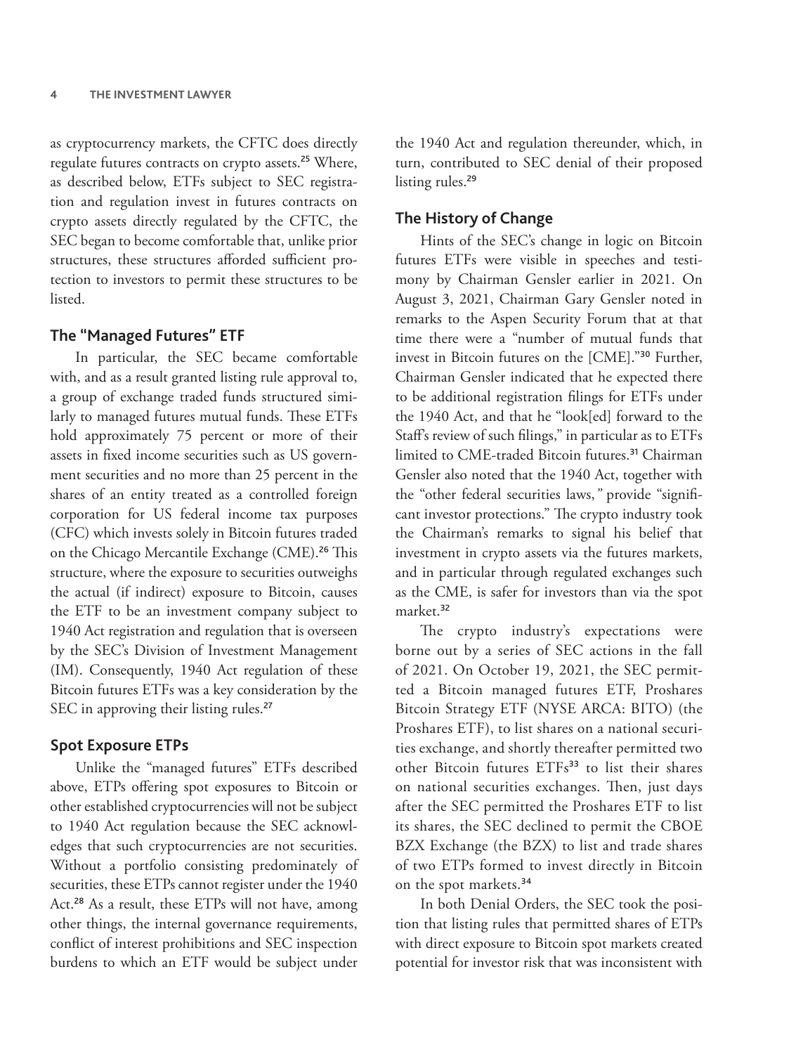as cryptocurrency markets, the CFTC does directly regulate futures contracts on crypto assets.[25] Where, as described below, ETFs subject to SEC registration and regulation invest in futures contracts on crypto assets directly regulated by the CFTC, the SEC began to become comfortable that, unlike prior structures, these structures afforded sufficient protection to investors to permit these structures to be listed.

## The "Managed Futures" ETF

In particular, the SEC became comfortable with, and as a result granted listing rule approval to, a group of exchange traded funds structured similarly to managed futures mutual funds. These ETFs hold approximately 75 percent or more of their assets in fixed income securities such as US government securities and no more than 25 percent in the shares of an entity treated as a controlled foreign corporation for US federal income tax purposes (CFC) which invests solely in Bitcoin futures traded on the Chicago Mercantile Exchange (CME).[26] This structure, where the exposure to securities outweighs the actual (if indirect) exposure to Bitcoin, causes the ETF to be an investment company subject to 1940 Act registration and regulation that is overseen by the SEC's Division of Investment Management (IM). Consequently, 1940 Act regulation of these Bitcoin futures ETFs was a key consideration by the SEC in approving their listing rules.[27]

## Spot Exposure ETPs

Unlike the "managed futures" ETFs described above, ETPs offering spot exposures to Bitcoin or other established cryptocurrencies will not be subject to 1940 Act regulation because the SEC acknowledges that such cryptocurrencies are not securities. Without a portfolio consisting predominately of securities, these ETPs cannot register under the 1940 Act.[28] As a result, these ETPs will not have, among other things, the internal governance requirements, conflict of interest prohibitions and SEC inspection burdens to which an ETF would be subject under the 1940 Act and regulation thereunder, which, in turn, contributed to SEC denial of their proposed listing rules.[29]

## The History of Change

Hints of the SEC's change in logic on Bitcoin futures ETFs were visible in speeches and testimony by Chairman Gensler earlier in 2021. On August 3, 2021, Chairman Gary Gensler noted in remarks to the Aspen Security Forum that at that time there were a "number of mutual funds that invest in Bitcoin futures on the [CME]."[30] Further, Chairman Gensler indicated that he expected there to be additional registration filings for ETFs under the 1940 Act, and that he "look[ed] forward to the Staff's review of such filings," in particular as to ETFs limited to CME-traded Bitcoin futures.[31] Chairman Gensler also noted that the 1940 Act, together with the "other federal securities laws," provide "significant investor protections." The crypto industry took the Chairman's remarks to signal his belief that investment in crypto assets via the futures markets, and in particular through regulated exchanges such as the CME, is safer for investors than via the spot market.[32]

The crypto industry's expectations were borne out by a series of SEC actions in the fall of 2021. On October 19, 2021, the SEC permitted a Bitcoin managed futures ETF, Proshares Bitcoin Strategy ETF (NYSE ARCA: BITO) (the Proshares ETF), to list shares on a national securities exchange, and shortly thereafter permitted two other Bitcoin futures ETFs[33] to list their shares on national securities exchanges. Then, just days after the SEC permitted the Proshares ETF to list its shares, the SEC declined to permit the CBOE BZX Exchange (the BZX) to list and trade shares of two ETPs formed to invest directly in Bitcoin on the spot markets.[34]

In both Denial Orders, the SEC took the position that listing rules that permitted shares of ETPs with direct exposure to Bitcoin spot markets created potential for investor risk that was inconsistent with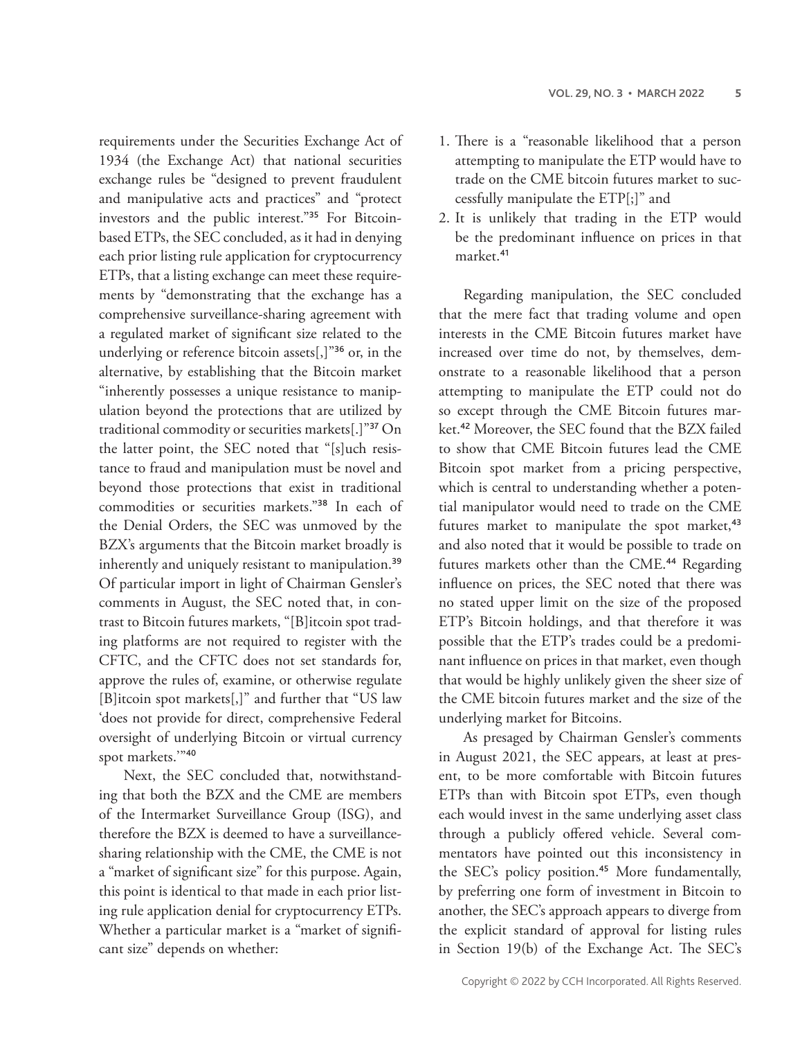requirements under the Securities Exchange Act of 1934 (the Exchange Act) that national securities exchange rules be "designed to prevent fraudulent and manipulative acts and practices" and "protect investors and the public interest."[35] For Bitcoin-based ETPs, the SEC concluded, as it had in denying each prior listing rule application for cryptocurrency ETPs, that a listing exchange can meet these requirements by "demonstrating that the exchange has a comprehensive surveillance-sharing agreement with a regulated market of significant size related to the underlying or reference bitcoin assets[,]"[36] or, in the alternative, by establishing that the Bitcoin market "inherently possesses a unique resistance to manipulation beyond the protections that are utilized by traditional commodity or securities markets[.]"[37] On the latter point, the SEC noted that "[s]uch resistance to fraud and manipulation must be novel and beyond those protections that exist in traditional commodities or securities markets."[38] In each of the Denial Orders, the SEC was unmoved by the BZX's arguments that the Bitcoin market broadly is inherently and uniquely resistant to manipulation.[39] Of particular import in light of Chairman Gensler's comments in August, the SEC noted that, in contrast to Bitcoin futures markets, "[B]itcoin spot trading platforms are not required to register with the CFTC, and the CFTC does not set standards for, approve the rules of, examine, or otherwise regulate [B]itcoin spot markets[,]" and further that "US law 'does not provide for direct, comprehensive Federal oversight of underlying Bitcoin or virtual currency spot markets.'"[40]

Next, the SEC concluded that, notwithstanding that both the BZX and the CME are members of the Intermarket Surveillance Group (ISG), and therefore the BZX is deemed to have a surveillance-sharing relationship with the CME, the CME is not a "market of significant size" for this purpose. Again, this point is identical to that made in each prior listing rule application denial for cryptocurrency ETPs. Whether a particular market is a "market of significant size" depends on whether:

1. There is a "reasonable likelihood that a person attempting to manipulate the ETP would have to trade on the CME bitcoin futures market to successfully manipulate the ETP[;]" and
2. It is unlikely that trading in the ETP would be the predominant influence on prices in that market.[41]

Regarding manipulation, the SEC concluded that the mere fact that trading volume and open interests in the CME Bitcoin futures market have increased over time do not, by themselves, demonstrate to a reasonable likelihood that a person attempting to manipulate the ETP could not do so except through the CME Bitcoin futures market.[42] Moreover, the SEC found that the BZX failed to show that CME Bitcoin futures lead the CME Bitcoin spot market from a pricing perspective, which is central to understanding whether a potential manipulator would need to trade on the CME futures market to manipulate the spot market,[43] and also noted that it would be possible to trade on futures markets other than the CME.[44] Regarding influence on prices, the SEC noted that there was no stated upper limit on the size of the proposed ETP's Bitcoin holdings, and that therefore it was possible that the ETP's trades could be a predominant influence on prices in that market, even though that would be highly unlikely given the sheer size of the CME bitcoin futures market and the size of the underlying market for Bitcoins.

As presaged by Chairman Gensler's comments in August 2021, the SEC appears, at least at present, to be more comfortable with Bitcoin futures ETPs than with Bitcoin spot ETPs, even though each would invest in the same underlying asset class through a publicly offered vehicle. Several commentators have pointed out this inconsistency in the SEC's policy position.[45] More fundamentally, by preferring one form of investment in Bitcoin to another, the SEC's approach appears to diverge from the explicit standard of approval for listing rules in Section 19(b) of the Exchange Act. The SEC's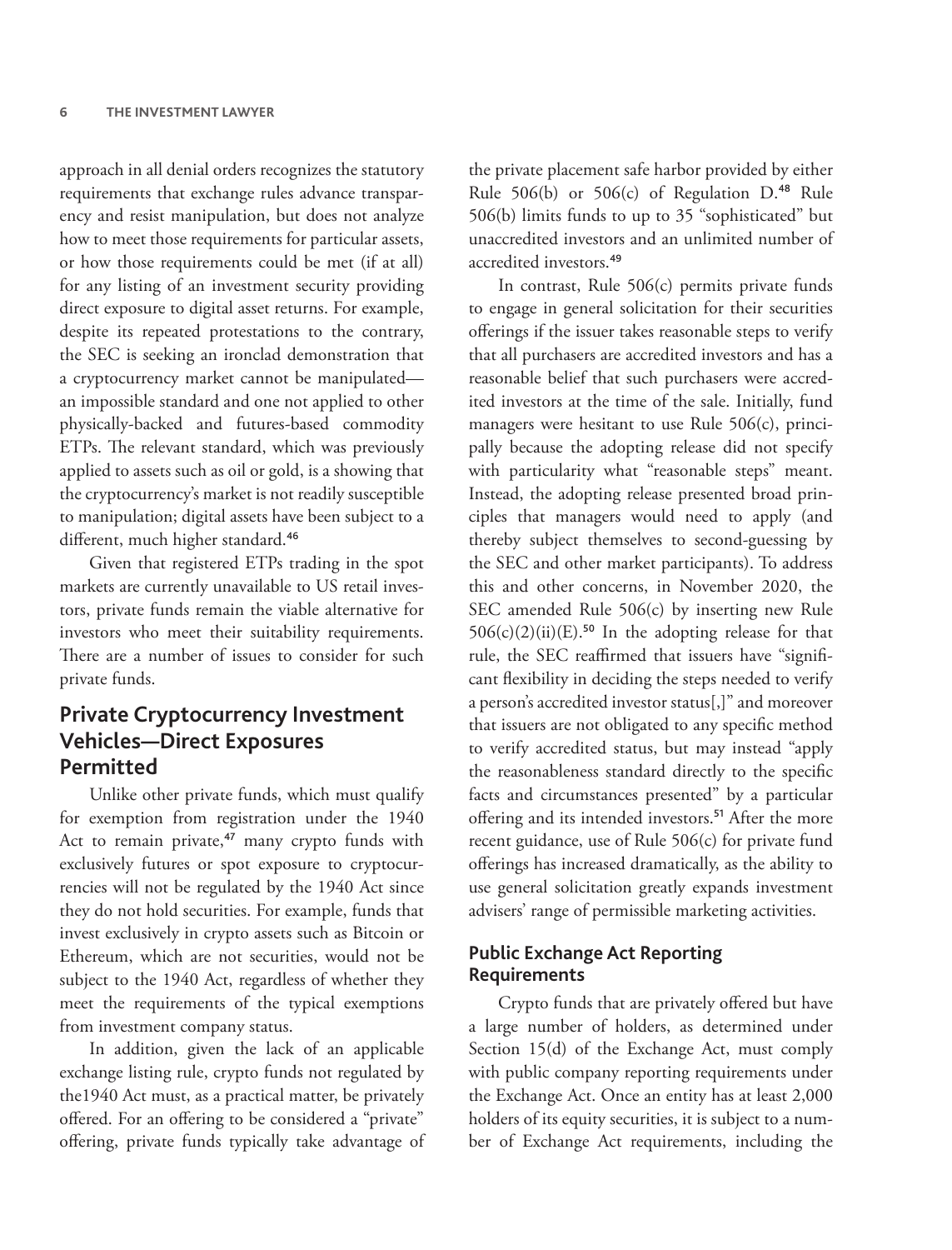approach in all denial orders recognizes the statutory requirements that exchange rules advance transparency and resist manipulation, but does not analyze how to meet those requirements for particular assets, or how those requirements could be met (if at all) for any listing of an investment security providing direct exposure to digital asset returns. For example, despite its repeated protestations to the contrary, the SEC is seeking an ironclad demonstration that a cryptocurrency market cannot be manipulated—an impossible standard and one not applied to other physically-backed and futures-based commodity ETPs. The relevant standard, which was previously applied to assets such as oil or gold, is a showing that the cryptocurrency's market is not readily susceptible to manipulation; digital assets have been subject to a different, much higher standard.[46]

Given that registered ETPs trading in the spot markets are currently unavailable to US retail investors, private funds remain the viable alternative for investors who meet their suitability requirements. There are a number of issues to consider for such private funds.

## Private Cryptocurrency Investment Vehicles—Direct Exposures Permitted

Unlike other private funds, which must qualify for exemption from registration under the 1940 Act to remain private,[47] many crypto funds with exclusively futures or spot exposure to cryptocurrencies will not be regulated by the 1940 Act since they do not hold securities. For example, funds that invest exclusively in crypto assets such as Bitcoin or Ethereum, which are not securities, would not be subject to the 1940 Act, regardless of whether they meet the requirements of the typical exemptions from investment company status.

In addition, given the lack of an applicable exchange listing rule, crypto funds not regulated by the1940 Act must, as a practical matter, be privately offered. For an offering to be considered a "private" offering, private funds typically take advantage of the private placement safe harbor provided by either Rule 506(b) or 506(c) of Regulation D.[48] Rule 506(b) limits funds to up to 35 "sophisticated" but unaccredited investors and an unlimited number of accredited investors.[49]

In contrast, Rule 506(c) permits private funds to engage in general solicitation for their securities offerings if the issuer takes reasonable steps to verify that all purchasers are accredited investors and has a reasonable belief that such purchasers were accredited investors at the time of the sale. Initially, fund managers were hesitant to use Rule 506(c), principally because the adopting release did not specify with particularity what "reasonable steps" meant. Instead, the adopting release presented broad principles that managers would need to apply (and thereby subject themselves to second-guessing by the SEC and other market participants). To address this and other concerns, in November 2020, the SEC amended Rule 506(c) by inserting new Rule 506(c)(2)(ii)(E).[50] In the adopting release for that rule, the SEC reaffirmed that issuers have "significant flexibility in deciding the steps needed to verify a person's accredited investor status[,]" and moreover that issuers are not obligated to any specific method to verify accredited status, but may instead "apply the reasonableness standard directly to the specific facts and circumstances presented" by a particular offering and its intended investors.[51] After the more recent guidance, use of Rule 506(c) for private fund offerings has increased dramatically, as the ability to use general solicitation greatly expands investment advisers' range of permissible marketing activities.

### Public Exchange Act Reporting Requirements

Crypto funds that are privately offered but have a large number of holders, as determined under Section 15(d) of the Exchange Act, must comply with public company reporting requirements under the Exchange Act. Once an entity has at least 2,000 holders of its equity securities, it is subject to a number of Exchange Act requirements, including the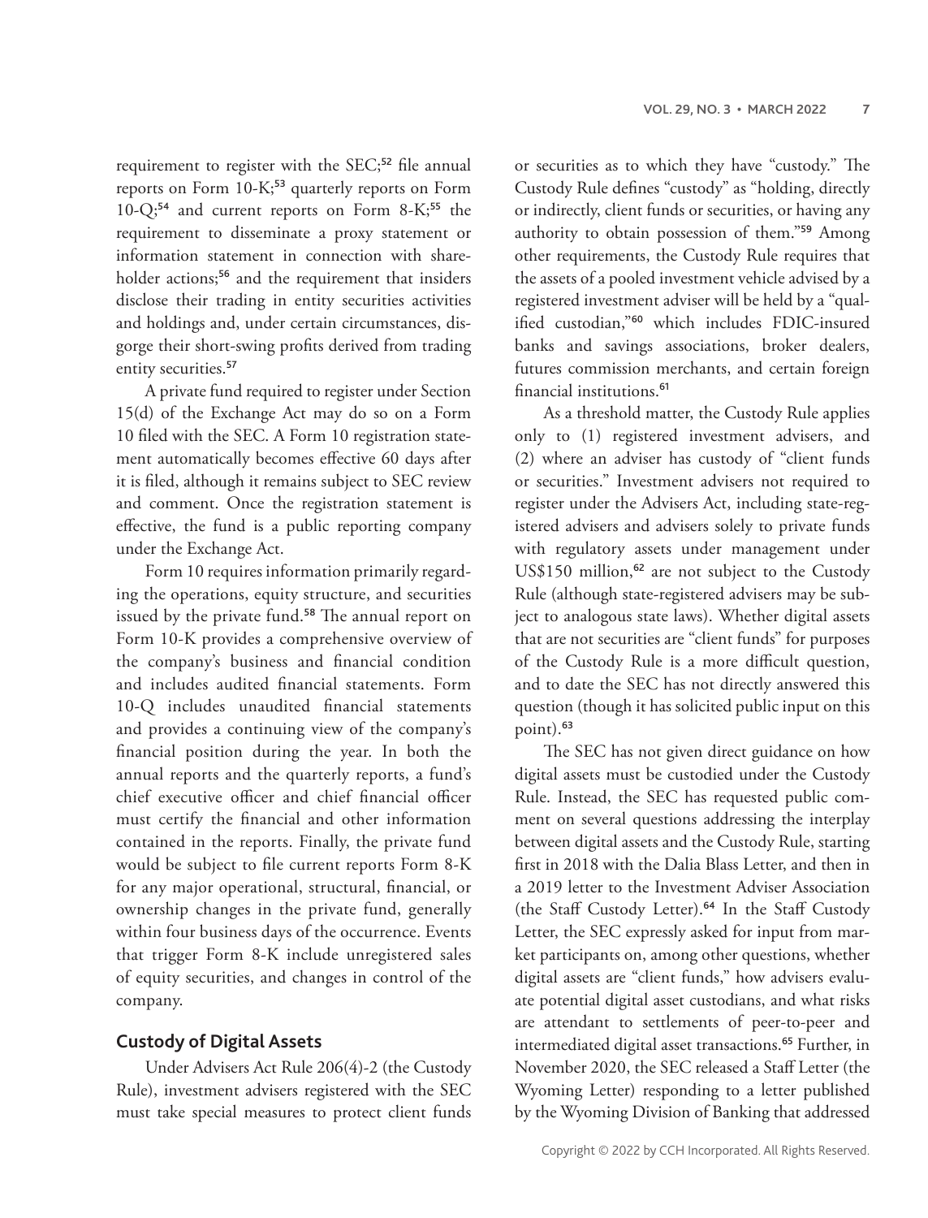requirement to register with the SEC;[52] file annual reports on Form 10-K;[53] quarterly reports on Form 10-Q;[54] and current reports on Form 8-K;[55] the requirement to disseminate a proxy statement or information statement in connection with shareholder actions;[56] and the requirement that insiders disclose their trading in entity securities activities and holdings and, under certain circumstances, disgorge their short-swing profits derived from trading entity securities.[57]

A private fund required to register under Section 15(d) of the Exchange Act may do so on a Form 10 filed with the SEC. A Form 10 registration statement automatically becomes effective 60 days after it is filed, although it remains subject to SEC review and comment. Once the registration statement is effective, the fund is a public reporting company under the Exchange Act.

Form 10 requires information primarily regarding the operations, equity structure, and securities issued by the private fund.[58] The annual report on Form 10-K provides a comprehensive overview of the company's business and financial condition and includes audited financial statements. Form 10-Q includes unaudited financial statements and provides a continuing view of the company's financial position during the year. In both the annual reports and the quarterly reports, a fund's chief executive officer and chief financial officer must certify the financial and other information contained in the reports. Finally, the private fund would be subject to file current reports Form 8-K for any major operational, structural, financial, or ownership changes in the private fund, generally within four business days of the occurrence. Events that trigger Form 8-K include unregistered sales of equity securities, and changes in control of the company.

## Custody of Digital Assets

Under Advisers Act Rule 206(4)-2 (the Custody Rule), investment advisers registered with the SEC must take special measures to protect client funds or securities as to which they have "custody." The Custody Rule defines "custody" as "holding, directly or indirectly, client funds or securities, or having any authority to obtain possession of them."[59] Among other requirements, the Custody Rule requires that the assets of a pooled investment vehicle advised by a registered investment adviser will be held by a "qualified custodian,"[60] which includes FDIC-insured banks and savings associations, broker dealers, futures commission merchants, and certain foreign financial institutions.[61]

As a threshold matter, the Custody Rule applies only to (1) registered investment advisers, and (2) where an adviser has custody of "client funds or securities." Investment advisers not required to register under the Advisers Act, including state-registered advisers and advisers solely to private funds with regulatory assets under management under US$150 million,[62] are not subject to the Custody Rule (although state-registered advisers may be subject to analogous state laws). Whether digital assets that are not securities are "client funds" for purposes of the Custody Rule is a more difficult question, and to date the SEC has not directly answered this question (though it has solicited public input on this point).[63]

The SEC has not given direct guidance on how digital assets must be custodied under the Custody Rule. Instead, the SEC has requested public comment on several questions addressing the interplay between digital assets and the Custody Rule, starting first in 2018 with the Dalia Blass Letter, and then in a 2019 letter to the Investment Adviser Association (the Staff Custody Letter).[64] In the Staff Custody Letter, the SEC expressly asked for input from market participants on, among other questions, whether digital assets are "client funds," how advisers evaluate potential digital asset custodians, and what risks are attendant to settlements of peer-to-peer and intermediated digital asset transactions.[65] Further, in November 2020, the SEC released a Staff Letter (the Wyoming Letter) responding to a letter published by the Wyoming Division of Banking that addressed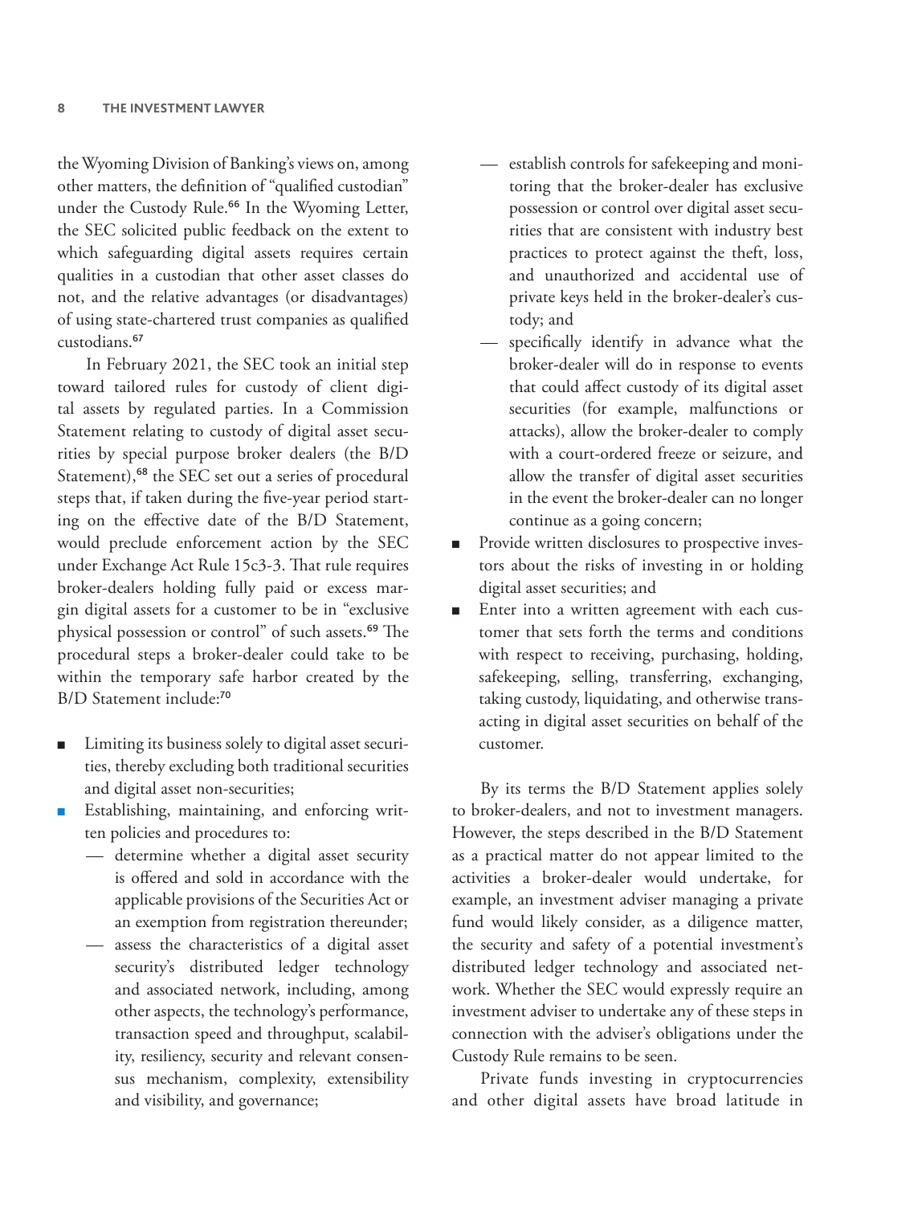the Wyoming Division of Banking's views on, among other matters, the definition of "qualified custodian" under the Custody Rule.[66] In the Wyoming Letter, the SEC solicited public feedback on the extent to which safeguarding digital assets requires certain qualities in a custodian that other asset classes do not, and the relative advantages (or disadvantages) of using state-chartered trust companies as qualified custodians.[67]

In February 2021, the SEC took an initial step toward tailored rules for custody of client digital assets by regulated parties. In a Commission Statement relating to custody of digital asset securities by special purpose broker dealers (the B/D Statement),[68] the SEC set out a series of procedural steps that, if taken during the five-year period starting on the effective date of the B/D Statement, would preclude enforcement action by the SEC under Exchange Act Rule 15c3-3. That rule requires broker-dealers holding fully paid or excess margin digital assets for a customer to be in "exclusive physical possession or control" of such assets.[69] The procedural steps a broker-dealer could take to be within the temporary safe harbor created by the B/D Statement include:[70]

- Limiting its business solely to digital asset securities, thereby excluding both traditional securities and digital asset non-securities;
- Establishing, maintaining, and enforcing written policies and procedures to:
  - determine whether a digital asset security is offered and sold in accordance with the applicable provisions of the Securities Act or an exemption from registration thereunder;
  - assess the characteristics of a digital asset security's distributed ledger technology and associated network, including, among other aspects, the technology's performance, transaction speed and throughput, scalability, resiliency, security and relevant consensus mechanism, complexity, extensibility and visibility, and governance;
  - establish controls for safekeeping and monitoring that the broker-dealer has exclusive possession or control over digital asset securities that are consistent with industry best practices to protect against the theft, loss, and unauthorized and accidental use of private keys held in the broker-dealer's custody; and
  - specifically identify in advance what the broker-dealer will do in response to events that could affect custody of its digital asset securities (for example, malfunctions or attacks), allow the broker-dealer to comply with a court-ordered freeze or seizure, and allow the transfer of digital asset securities in the event the broker-dealer can no longer continue as a going concern;
- Provide written disclosures to prospective investors about the risks of investing in or holding digital asset securities; and
- Enter into a written agreement with each customer that sets forth the terms and conditions with respect to receiving, purchasing, holding, safekeeping, selling, transferring, exchanging, taking custody, liquidating, and otherwise transacting in digital asset securities on behalf of the customer.

By its terms the B/D Statement applies solely to broker-dealers, and not to investment managers. However, the steps described in the B/D Statement as a practical matter do not appear limited to the activities a broker-dealer would undertake, for example, an investment adviser managing a private fund would likely consider, as a diligence matter, the security and safety of a potential investment's distributed ledger technology and associated network. Whether the SEC would expressly require an investment adviser to undertake any of these steps in connection with the adviser's obligations under the Custody Rule remains to be seen.

Private funds investing in cryptocurrencies and other digital assets have broad latitude in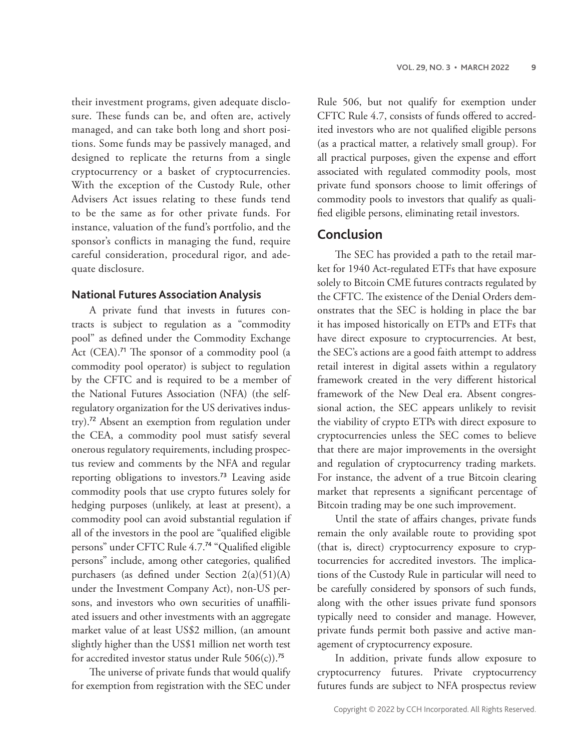their investment programs, given adequate disclosure. These funds can be, and often are, actively managed, and can take both long and short positions. Some funds may be passively managed, and designed to replicate the returns from a single cryptocurrency or a basket of cryptocurrencies. With the exception of the Custody Rule, other Advisers Act issues relating to these funds tend to be the same as for other private funds. For instance, valuation of the fund's portfolio, and the sponsor's conflicts in managing the fund, require careful consideration, procedural rigor, and adequate disclosure.

### National Futures Association Analysis

A private fund that invests in futures contracts is subject to regulation as a "commodity pool" as defined under the Commodity Exchange Act (CEA).[71] The sponsor of a commodity pool (a commodity pool operator) is subject to regulation by the CFTC and is required to be a member of the National Futures Association (NFA) (the self-regulatory organization for the US derivatives industry).[72] Absent an exemption from regulation under the CEA, a commodity pool must satisfy several onerous regulatory requirements, including prospectus review and comments by the NFA and regular reporting obligations to investors.[73] Leaving aside commodity pools that use crypto futures solely for hedging purposes (unlikely, at least at present), a commodity pool can avoid substantial regulation if all of the investors in the pool are "qualified eligible persons" under CFTC Rule 4.7.[74] "Qualified eligible persons" include, among other categories, qualified purchasers (as defined under Section 2(a)(51)(A) under the Investment Company Act), non-US persons, and investors who own securities of unaffiliated issuers and other investments with an aggregate market value of at least US$2 million, (an amount slightly higher than the US$1 million net worth test for accredited investor status under Rule 506(c)).[75]

The universe of private funds that would qualify for exemption from registration with the SEC under Rule 506, but not qualify for exemption under CFTC Rule 4.7, consists of funds offered to accredited investors who are not qualified eligible persons (as a practical matter, a relatively small group). For all practical purposes, given the expense and effort associated with regulated commodity pools, most private fund sponsors choose to limit offerings of commodity pools to investors that qualify as qualified eligible persons, eliminating retail investors.

## Conclusion

The SEC has provided a path to the retail market for 1940 Act-regulated ETFs that have exposure solely to Bitcoin CME futures contracts regulated by the CFTC. The existence of the Denial Orders demonstrates that the SEC is holding in place the bar it has imposed historically on ETPs and ETFs that have direct exposure to cryptocurrencies. At best, the SEC's actions are a good faith attempt to address retail interest in digital assets within a regulatory framework created in the very different historical framework of the New Deal era. Absent congressional action, the SEC appears unlikely to revisit the viability of crypto ETPs with direct exposure to cryptocurrencies unless the SEC comes to believe that there are major improvements in the oversight and regulation of cryptocurrency trading markets. For instance, the advent of a true Bitcoin clearing market that represents a significant percentage of Bitcoin trading may be one such improvement.

Until the state of affairs changes, private funds remain the only available route to providing spot (that is, direct) cryptocurrency exposure to cryptocurrencies for accredited investors. The implications of the Custody Rule in particular will need to be carefully considered by sponsors of such funds, along with the other issues private fund sponsors typically need to consider and manage. However, private funds permit both passive and active management of cryptocurrency exposure.

In addition, private funds allow exposure to cryptocurrency futures. Private cryptocurrency futures funds are subject to NFA prospectus review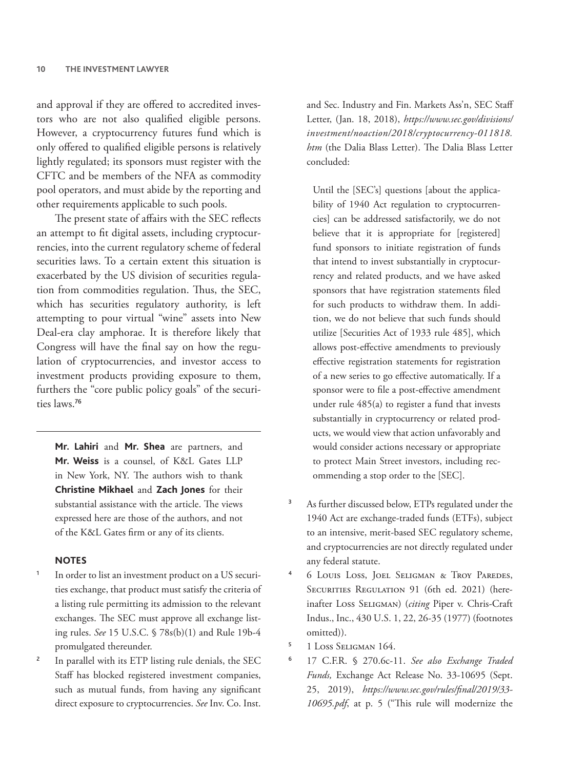and approval if they are offered to accredited investors who are not also qualified eligible persons. However, a cryptocurrency futures fund which is only offered to qualified eligible persons is relatively lightly regulated; its sponsors must register with the CFTC and be members of the NFA as commodity pool operators, and must abide by the reporting and other requirements applicable to such pools.

The present state of affairs with the SEC reflects an attempt to fit digital assets, including cryptocurrencies, into the current regulatory scheme of federal securities laws. To a certain extent this situation is exacerbated by the US division of securities regulation from commodities regulation. Thus, the SEC, which has securities regulatory authority, is left attempting to pour virtual "wine" assets into New Deal-era clay amphorae. It is therefore likely that Congress will have the final say on how the regulation of cryptocurrencies, and investor access to investment products providing exposure to them, furthers the "core public policy goals" of the securities laws.[76]

---

**Mr. Lahiri** and **Mr. Shea** are partners, and **Mr. Weiss** is a counsel, of K&L Gates LLP in New York, NY. The authors wish to thank **Christine Mikhael** and **Zach Jones** for their substantial assistance with the article. The views expressed here are those of the authors, and not of the K&L Gates firm or any of its clients.

## NOTES

1. In order to list an investment product on a US securities exchange, that product must satisfy the criteria of a listing rule permitting its admission to the relevant exchanges. The SEC must approve all exchange listing rules. *See* 15 U.S.C. § 78s(b)(1) and Rule 19b-4 promulgated thereunder.

2. In parallel with its ETP listing rule denials, the SEC Staff has blocked registered investment companies, such as mutual funds, from having any significant direct exposure to cryptocurrencies. *See* Inv. Co. Inst. and Sec. Industry and Fin. Markets Ass'n, SEC Staff Letter, (Jan. 18, 2018), *https://www.sec.gov/divisions/investment/noaction/2018/cryptocurrency-011818.htm* (the Dalia Blass Letter). The Dalia Blass Letter concluded:

   > Until the [SEC's] questions [about the applicability of 1940 Act regulation to cryptocurrencies] can be addressed satisfactorily, we do not believe that it is appropriate for [registered] fund sponsors to initiate registration of funds that intend to invest substantially in cryptocurrency and related products, and we have asked sponsors that have registration statements filed for such products to withdraw them. In addition, we do not believe that such funds should utilize [Securities Act of 1933 rule 485], which allows post-effective amendments to previously effective registration statements for registration of a new series to go effective automatically. If a sponsor were to file a post-effective amendment under rule 485(a) to register a fund that invests substantially in cryptocurrency or related products, we would view that action unfavorably and would consider actions necessary or appropriate to protect Main Street investors, including recommending a stop order to the [SEC].

3. As further discussed below, ETPs regulated under the 1940 Act are exchange-traded funds (ETFs), subject to an intensive, merit-based SEC regulatory scheme, and cryptocurrencies are not directly regulated under any federal statute.

4. 6 Louis Loss, Joel Seligman & Troy Paredes, Securities Regulation 91 (6th ed. 2021) (hereinafter Loss Seligman) (*citing* Piper v. Chris-Craft Indus., Inc., 430 U.S. 1, 22, 26-35 (1977) (footnotes omitted)).

5. 1 Loss Seligman 164.

6. 17 C.F.R. § 270.6c-11. *See also Exchange Traded Funds,* Exchange Act Release No. 33-10695 (Sept. 25, 2019), *https://www.sec.gov/rules/final/2019/33-10695.pdf*, at p. 5 ("This rule will modernize the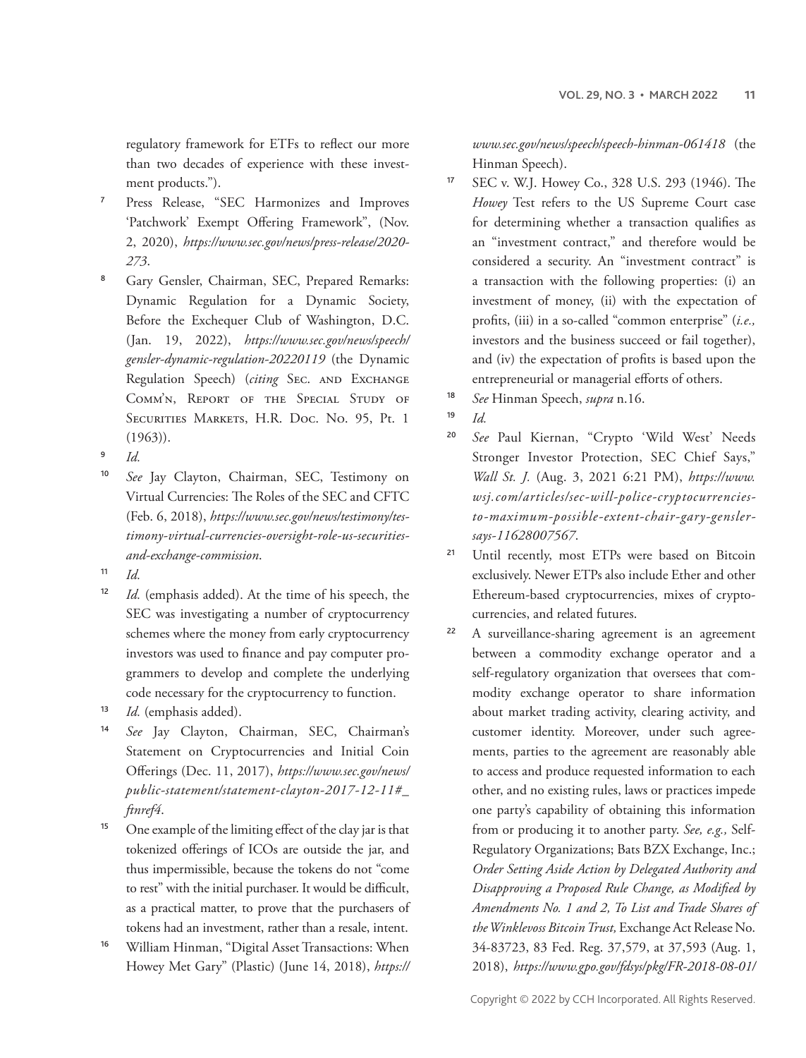regulatory framework for ETFs to reflect our more than two decades of experience with these investment products.").

7. Press Release, "SEC Harmonizes and Improves 'Patchwork' Exempt Offering Framework", (Nov. 2, 2020), *https://www.sec.gov/news/press-release/2020-273*.

8. Gary Gensler, Chairman, SEC, Prepared Remarks: Dynamic Regulation for a Dynamic Society, Before the Exchequer Club of Washington, D.C. (Jan. 19, 2022), *https://www.sec.gov/news/speech/gensler-dynamic-regulation-20220119* (the Dynamic Regulation Speech) (*citing* Sec. and Exchange Comm'n, Report of the Special Study of Securities Markets, H.R. Doc. No. 95, Pt. 1 (1963)).

9. *Id.*

10. *See* Jay Clayton, Chairman, SEC, Testimony on Virtual Currencies: The Roles of the SEC and CFTC (Feb. 6, 2018), *https://www.sec.gov/news/testimony/testimony-virtual-currencies-oversight-role-us-securities-and-exchange-commission*.

11. *Id.*

12. *Id.* (emphasis added). At the time of his speech, the SEC was investigating a number of cryptocurrency schemes where the money from early cryptocurrency investors was used to finance and pay computer programmers to develop and complete the underlying code necessary for the cryptocurrency to function.

13. *Id.* (emphasis added).

14. *See* Jay Clayton, Chairman, SEC, Chairman's Statement on Cryptocurrencies and Initial Coin Offerings (Dec. 11, 2017), *https://www.sec.gov/news/public-statement/statement-clayton-2017-12-11#_ftnref4*.

15. One example of the limiting effect of the clay jar is that tokenized offerings of ICOs are outside the jar, and thus impermissible, because the tokens do not "come to rest" with the initial purchaser. It would be difficult, as a practical matter, to prove that the purchasers of tokens had an investment, rather than a resale, intent.

16. William Hinman, "Digital Asset Transactions: When Howey Met Gary" (Plastic) (June 14, 2018), *https://www.sec.gov/news/speech/speech-hinman-061418* (the Hinman Speech).

17. SEC v. W.J. Howey Co., 328 U.S. 293 (1946). The *Howey* Test refers to the US Supreme Court case for determining whether a transaction qualifies as an "investment contract," and therefore would be considered a security. An "investment contract" is a transaction with the following properties: (i) an investment of money, (ii) with the expectation of profits, (iii) in a so-called "common enterprise" (*i.e.,* investors and the business succeed or fail together), and (iv) the expectation of profits is based upon the entrepreneurial or managerial efforts of others.

18. *See* Hinman Speech, *supra* n.16.

19. *Id.*

20. *See* Paul Kiernan, "Crypto 'Wild West' Needs Stronger Investor Protection, SEC Chief Says," *Wall St. J.* (Aug. 3, 2021 6:21 PM), *https://www.wsj.com/articles/sec-will-police-cryptocurrencies-to-maximum-possible-extent-chair-gary-gensler-says-11628007567*.

21. Until recently, most ETPs were based on Bitcoin exclusively. Newer ETPs also include Ether and other Ethereum-based cryptocurrencies, mixes of cryptocurrencies, and related futures.

22. A surveillance-sharing agreement is an agreement between a commodity exchange operator and a self-regulatory organization that oversees that commodity exchange operator to share information about market trading activity, clearing activity, and customer identity. Moreover, under such agreements, parties to the agreement are reasonably able to access and produce requested information to each other, and no existing rules, laws or practices impede one party's capability of obtaining this information from or producing it to another party. *See, e.g.,* Self-Regulatory Organizations; Bats BZX Exchange, Inc.; *Order Setting Aside Action by Delegated Authority and Disapproving a Proposed Rule Change, as Modified by Amendments No. 1 and 2, To List and Trade Shares of the Winklevoss Bitcoin Trust,* Exchange Act Release No. 34-83723, 83 Fed. Reg. 37,579, at 37,593 (Aug. 1, 2018), *https://www.gpo.gov/fdsys/pkg/FR-2018-08-01/*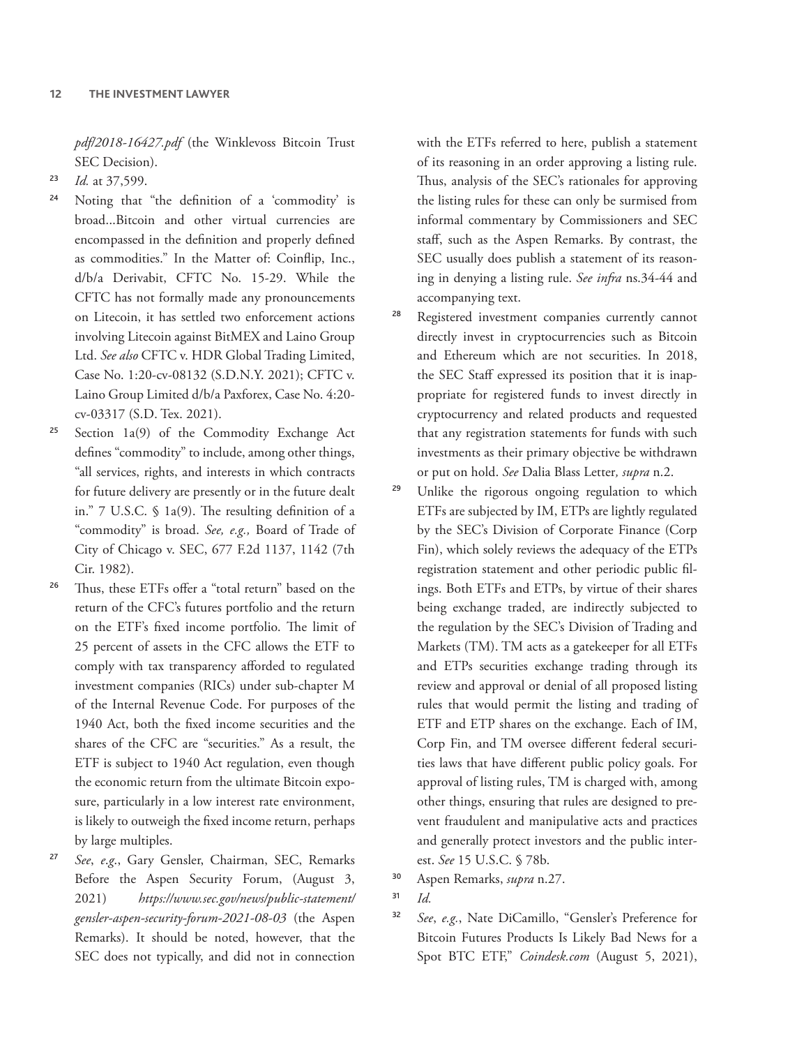*pdf/2018-16427.pdf* (the Winklevoss Bitcoin Trust SEC Decision).

23 *Id.* at 37,599.

24 Noting that "the definition of a 'commodity' is broad...Bitcoin and other virtual currencies are encompassed in the definition and properly defined as commodities." In the Matter of: Coinflip, Inc., d/b/a Derivabit, CFTC No. 15-29. While the CFTC has not formally made any pronouncements on Litecoin, it has settled two enforcement actions involving Litecoin against BitMEX and Laino Group Ltd. *See also* CFTC v. HDR Global Trading Limited, Case No. 1:20-cv-08132 (S.D.N.Y. 2021); CFTC v. Laino Group Limited d/b/a Paxforex, Case No. 4:20-cv-03317 (S.D. Tex. 2021).

25 Section 1a(9) of the Commodity Exchange Act defines "commodity" to include, among other things, "all services, rights, and interests in which contracts for future delivery are presently or in the future dealt in." 7 U.S.C. § 1a(9). The resulting definition of a "commodity" is broad. *See, e.g.,* Board of Trade of City of Chicago v. SEC, 677 F.2d 1137, 1142 (7th Cir. 1982).

26 Thus, these ETFs offer a "total return" based on the return of the CFC's futures portfolio and the return on the ETF's fixed income portfolio. The limit of 25 percent of assets in the CFC allows the ETF to comply with tax transparency afforded to regulated investment companies (RICs) under sub-chapter M of the Internal Revenue Code. For purposes of the 1940 Act, both the fixed income securities and the shares of the CFC are "securities." As a result, the ETF is subject to 1940 Act regulation, even though the economic return from the ultimate Bitcoin exposure, particularly in a low interest rate environment, is likely to outweigh the fixed income return, perhaps by large multiples.

27 *See*, *e.g*., Gary Gensler, Chairman, SEC, Remarks Before the Aspen Security Forum, (August 3, 2021) *https://www.sec.gov/news/public-statement/gensler-aspen-security-forum-2021-08-03* (the Aspen Remarks). It should be noted, however, that the SEC does not typically, and did not in connection with the ETFs referred to here, publish a statement of its reasoning in an order approving a listing rule. Thus, analysis of the SEC's rationales for approving the listing rules for these can only be surmised from informal commentary by Commissioners and SEC staff, such as the Aspen Remarks. By contrast, the SEC usually does publish a statement of its reasoning in denying a listing rule. *See infra* ns.34-44 and accompanying text.

28 Registered investment companies currently cannot directly invest in cryptocurrencies such as Bitcoin and Ethereum which are not securities. In 2018, the SEC Staff expressed its position that it is inappropriate for registered funds to invest directly in cryptocurrency and related products and requested that any registration statements for funds with such investments as their primary objective be withdrawn or put on hold. *See* Dalia Blass Letter*, supra* n.2.

29 Unlike the rigorous ongoing regulation to which ETFs are subjected by IM, ETPs are lightly regulated by the SEC's Division of Corporate Finance (Corp Fin), which solely reviews the adequacy of the ETPs registration statement and other periodic public filings. Both ETFs and ETPs, by virtue of their shares being exchange traded, are indirectly subjected to the regulation by the SEC's Division of Trading and Markets (TM). TM acts as a gatekeeper for all ETFs and ETPs securities exchange trading through its review and approval or denial of all proposed listing rules that would permit the listing and trading of ETF and ETP shares on the exchange. Each of IM, Corp Fin, and TM oversee different federal securities laws that have different public policy goals. For approval of listing rules, TM is charged with, among other things, ensuring that rules are designed to prevent fraudulent and manipulative acts and practices and generally protect investors and the public interest. *See* 15 U.S.C. § 78b.

30 Aspen Remarks, *supra* n.27.

31 *Id.*

32 *See*, *e.g.*, Nate DiCamillo, "Gensler's Preference for Bitcoin Futures Products Is Likely Bad News for a Spot BTC ETF," *Coindesk.com* (August 5, 2021),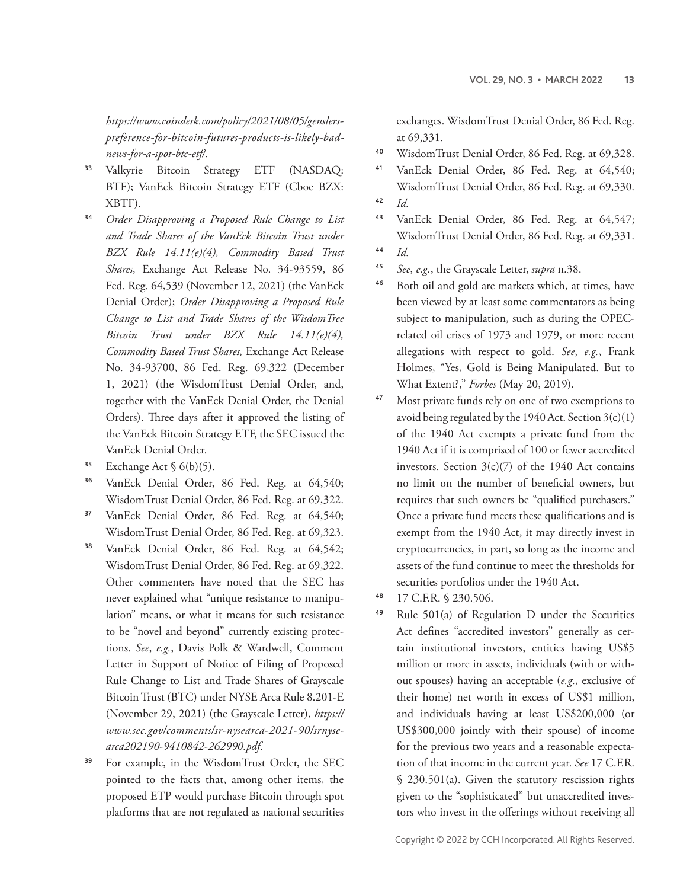*https://www.coindesk.com/policy/2021/08/05/genslers-preference-for-bitcoin-futures-products-is-likely-bad-news-for-a-spot-btc-etf/*.

33 Valkyrie Bitcoin Strategy ETF (NASDAQ: BTF); VanEck Bitcoin Strategy ETF (Cboe BZX: XBTF).

34 *Order Disapproving a Proposed Rule Change to List and Trade Shares of the VanEck Bitcoin Trust under BZX Rule 14.11(e)(4), Commodity Based Trust Shares,* Exchange Act Release No. 34-93559, 86 Fed. Reg. 64,539 (November 12, 2021) (the VanEck Denial Order); *Order Disapproving a Proposed Rule Change to List and Trade Shares of the WisdomTree Bitcoin Trust under BZX Rule 14.11(e)(4), Commodity Based Trust Shares,* Exchange Act Release No. 34-93700, 86 Fed. Reg. 69,322 (December 1, 2021) (the WisdomTrust Denial Order, and, together with the VanEck Denial Order, the Denial Orders). Three days after it approved the listing of the VanEck Bitcoin Strategy ETF, the SEC issued the VanEck Denial Order.

35 Exchange Act § 6(b)(5).

36 VanEck Denial Order, 86 Fed. Reg. at 64,540; WisdomTrust Denial Order, 86 Fed. Reg. at 69,322.

37 VanEck Denial Order, 86 Fed. Reg. at 64,540; WisdomTrust Denial Order, 86 Fed. Reg. at 69,323.

38 VanEck Denial Order, 86 Fed. Reg. at 64,542; WisdomTrust Denial Order, 86 Fed. Reg. at 69,322. Other commenters have noted that the SEC has never explained what "unique resistance to manipulation" means, or what it means for such resistance to be "novel and beyond" currently existing protections. *See*, *e.g.*, Davis Polk & Wardwell, Comment Letter in Support of Notice of Filing of Proposed Rule Change to List and Trade Shares of Grayscale Bitcoin Trust (BTC) under NYSE Arca Rule 8.201-E (November 29, 2021) (the Grayscale Letter), *https://www.sec.gov/comments/sr-nysearca-2021-90/srnysearca202190-9410842-262990.pdf*.

39 For example, in the WisdomTrust Order, the SEC pointed to the facts that, among other items, the proposed ETP would purchase Bitcoin through spot platforms that are not regulated as national securities exchanges. WisdomTrust Denial Order, 86 Fed. Reg. at 69,331.

40 WisdomTrust Denial Order, 86 Fed. Reg. at 69,328.

41 VanEck Denial Order, 86 Fed. Reg. at 64,540; WisdomTrust Denial Order, 86 Fed. Reg. at 69,330.

42 *Id.*

43 VanEck Denial Order, 86 Fed. Reg. at 64,547; WisdomTrust Denial Order, 86 Fed. Reg. at 69,331.

44 *Id.*

45 *See*, *e.g.*, the Grayscale Letter, *supra* n.38.

46 Both oil and gold are markets which, at times, have been viewed by at least some commentators as being subject to manipulation, such as during the OPEC-related oil crises of 1973 and 1979, or more recent allegations with respect to gold. *See*, *e.g.*, Frank Holmes, "Yes, Gold is Being Manipulated. But to What Extent?," *Forbes* (May 20, 2019).

47 Most private funds rely on one of two exemptions to avoid being regulated by the 1940 Act. Section 3(c)(1) of the 1940 Act exempts a private fund from the 1940 Act if it is comprised of 100 or fewer accredited investors. Section 3(c)(7) of the 1940 Act contains no limit on the number of beneficial owners, but requires that such owners be "qualified purchasers." Once a private fund meets these qualifications and is exempt from the 1940 Act, it may directly invest in cryptocurrencies, in part, so long as the income and assets of the fund continue to meet the thresholds for securities portfolios under the 1940 Act.

48 17 C.F.R. § 230.506.

49 Rule 501(a) of Regulation D under the Securities Act defines "accredited investors" generally as certain institutional investors, entities having US$5 million or more in assets, individuals (with or without spouses) having an acceptable (*e.g.*, exclusive of their home) net worth in excess of US$1 million, and individuals having at least US$200,000 (or US$300,000 jointly with their spouse) of income for the previous two years and a reasonable expectation of that income in the current year. *See* 17 C.F.R. § 230.501(a). Given the statutory rescission rights given to the "sophisticated" but unaccredited investors who invest in the offerings without receiving all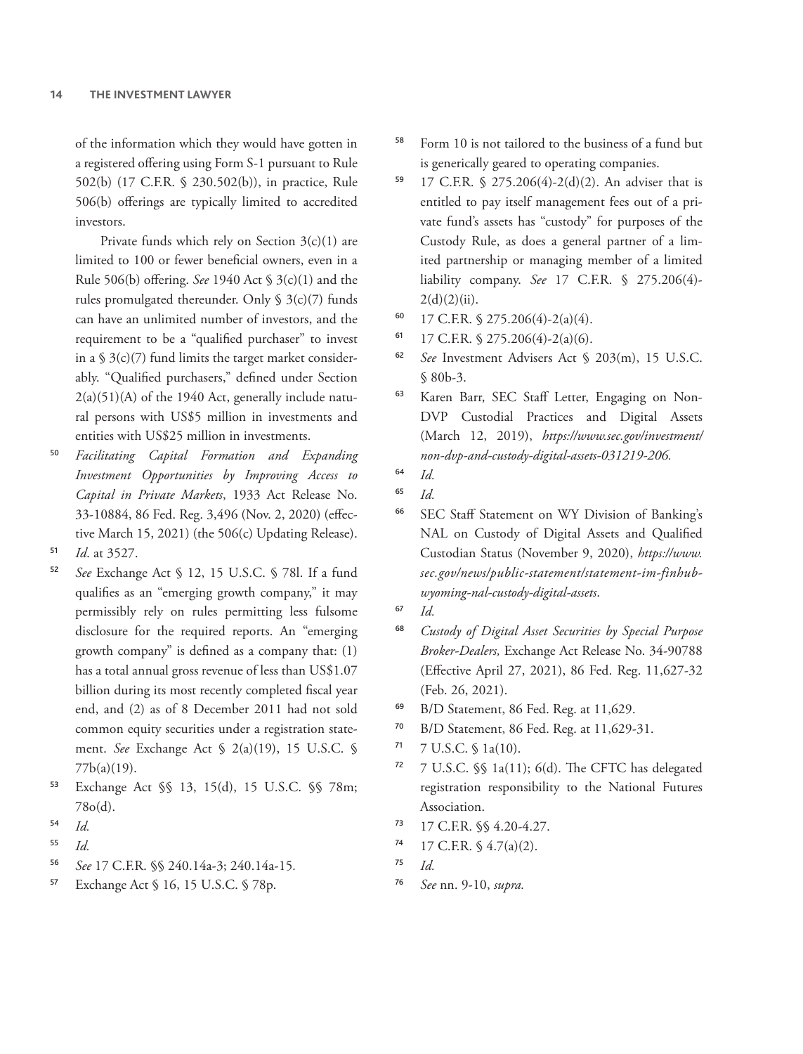of the information which they would have gotten in a registered offering using Form S-1 pursuant to Rule 502(b) (17 C.F.R. § 230.502(b)), in practice, Rule 506(b) offerings are typically limited to accredited investors.

Private funds which rely on Section 3(c)(1) are limited to 100 or fewer beneficial owners, even in a Rule 506(b) offering. *See* 1940 Act § 3(c)(1) and the rules promulgated thereunder. Only § 3(c)(7) funds can have an unlimited number of investors, and the requirement to be a "qualified purchaser" to invest in a § 3(c)(7) fund limits the target market considerably. "Qualified purchasers," defined under Section 2(a)(51)(A) of the 1940 Act, generally include natural persons with US$5 million in investments and entities with US$25 million in investments.

50 *Facilitating Capital Formation and Expanding Investment Opportunities by Improving Access to Capital in Private Markets*, 1933 Act Release No. 33-10884, 86 Fed. Reg. 3,496 (Nov. 2, 2020) (effective March 15, 2021) (the 506(c) Updating Release).

51 *Id.* at 3527.

52 *See* Exchange Act § 12, 15 U.S.C. § 78l. If a fund qualifies as an "emerging growth company," it may permissibly rely on rules permitting less fulsome disclosure for the required reports. An "emerging growth company" is defined as a company that: (1) has a total annual gross revenue of less than US$1.07 billion during its most recently completed fiscal year end, and (2) as of 8 December 2011 had not sold common equity securities under a registration statement. *See* Exchange Act § 2(a)(19), 15 U.S.C. § 77b(a)(19).

53 Exchange Act §§ 13, 15(d), 15 U.S.C. §§ 78m; 78o(d).

54 *Id.*

55 *Id.*

56 *See* 17 C.F.R. §§ 240.14a-3; 240.14a-15.

57 Exchange Act § 16, 15 U.S.C. § 78p.

58 Form 10 is not tailored to the business of a fund but is generically geared to operating companies.

59 17 C.F.R. § 275.206(4)-2(d)(2). An adviser that is entitled to pay itself management fees out of a private fund's assets has "custody" for purposes of the Custody Rule, as does a general partner of a limited partnership or managing member of a limited liability company. *See* 17 C.F.R. § 275.206(4)-2(d)(2)(ii).

60 17 C.F.R. § 275.206(4)-2(a)(4).

61 17 C.F.R. § 275.206(4)-2(a)(6).

62 *See* Investment Advisers Act § 203(m), 15 U.S.C. § 80b-3.

63 Karen Barr, SEC Staff Letter, Engaging on Non-DVP Custodial Practices and Digital Assets (March 12, 2019), *https://www.sec.gov/investment/non-dvp-and-custody-digital-assets-031219-206.*

64 *Id.*

65 *Id.*

66 SEC Staff Statement on WY Division of Banking's NAL on Custody of Digital Assets and Qualified Custodian Status (November 9, 2020), *https://www.sec.gov/news/public-statement/statement-im-finhub-wyoming-nal-custody-digital-assets*.

67 *Id.*

68 *Custody of Digital Asset Securities by Special Purpose Broker-Dealers,* Exchange Act Release No. 34-90788 (Effective April 27, 2021), 86 Fed. Reg. 11,627-32 (Feb. 26, 2021).

69 B/D Statement, 86 Fed. Reg. at 11,629.

70 B/D Statement, 86 Fed. Reg. at 11,629-31.

71 7 U.S.C. § 1a(10).

72 7 U.S.C. §§ 1a(11); 6(d). The CFTC has delegated registration responsibility to the National Futures Association.

73 17 C.F.R. §§ 4.20-4.27.

74 17 C.F.R. § 4.7(a)(2).

75 *Id.*

76 *See* nn. 9-10, *supra.*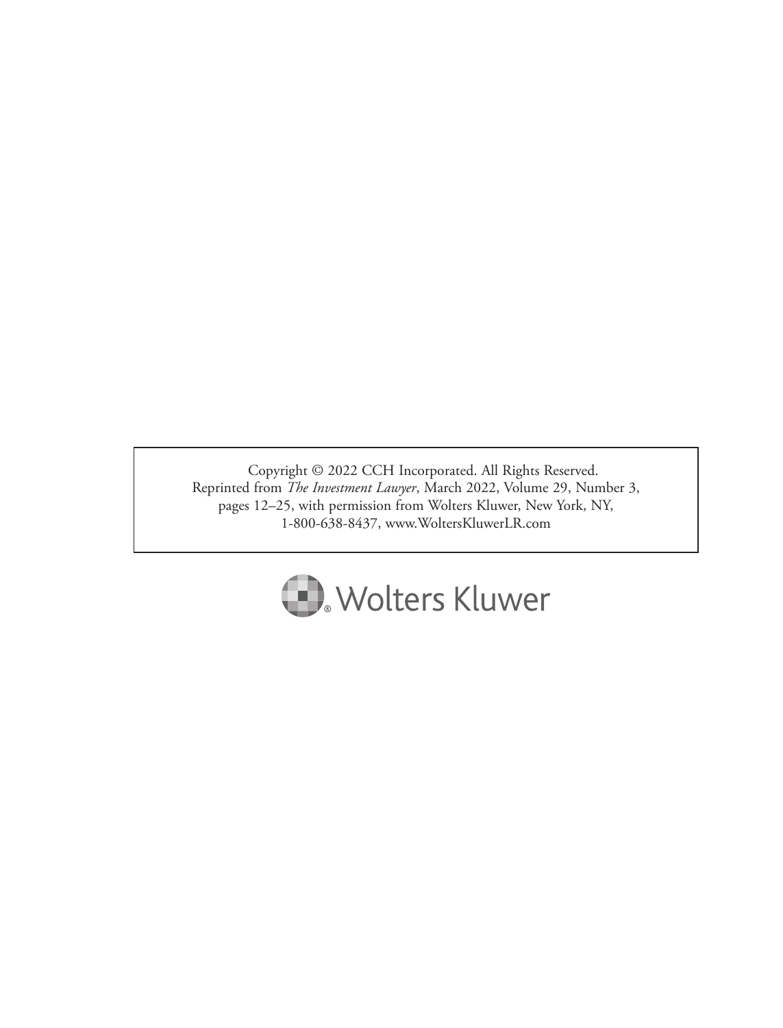Copyright © 2022 CCH Incorporated. All Rights Reserved.
Reprinted from *The Investment Lawyer*, March 2022, Volume 29, Number 3,
pages 12–25, with permission from Wolters Kluwer, New York, NY,
1-800-638-8437, www.WoltersKluwerLR.com

Wolters Kluwer